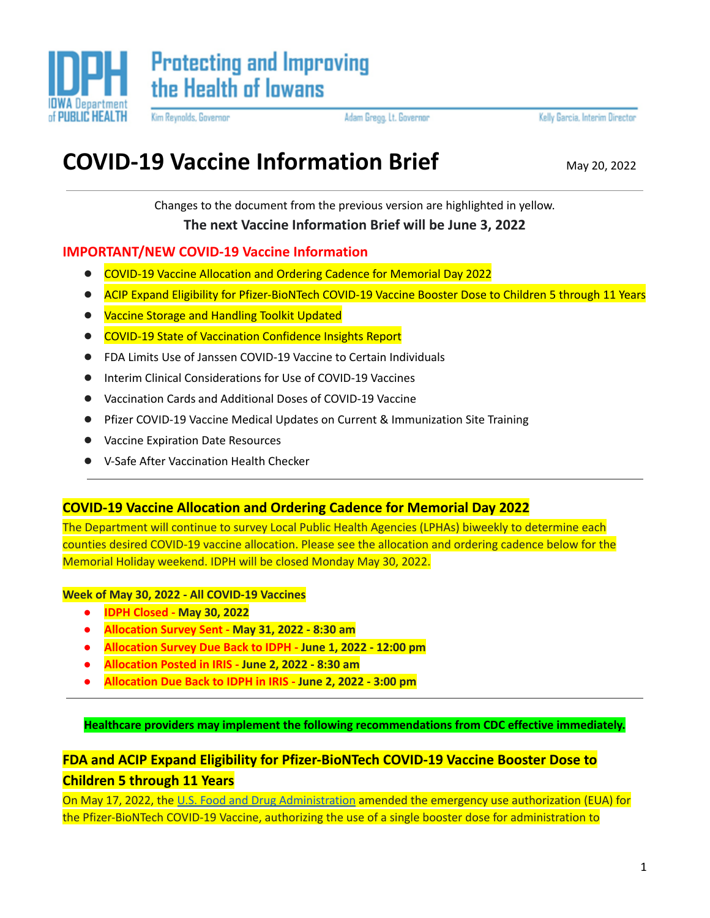IDPH IOWA Department of PUBLIC HEALTH

Protecting and Improving the Health of Iowans

Kim Reynolds, Governor | Adam Gregg, Lt. Governor | Kelly Garcia, Interim Director

# COVID-19 Vaccine Information Brief

May 20, 2022

---

Changes to the document from the previous version are highlighted in yellow.

**The next Vaccine Information Brief will be June 3, 2022**

## IMPORTANT/NEW COVID-19 Vaccine Information

- COVID-19 Vaccine Allocation and Ordering Cadence for Memorial Day 2022
- ACIP Expand Eligibility for Pfizer-BioNTech COVID-19 Vaccine Booster Dose to Children 5 through 11 Years
- Vaccine Storage and Handling Toolkit Updated
- COVID-19 State of Vaccination Confidence Insights Report
- FDA Limits Use of Janssen COVID-19 Vaccine to Certain Individuals
- Interim Clinical Considerations for Use of COVID-19 Vaccines
- Vaccination Cards and Additional Doses of COVID-19 Vaccine
- Pfizer COVID-19 Vaccine Medical Updates on Current & Immunization Site Training
- Vaccine Expiration Date Resources
- V-Safe After Vaccination Health Checker

---

### COVID-19 Vaccine Allocation and Ordering Cadence for Memorial Day 2022

The Department will continue to survey Local Public Health Agencies (LPHAs) biweekly to determine each counties desired COVID-19 vaccine allocation. Please see the allocation and ordering cadence below for the Memorial Holiday weekend. IDPH will be closed Monday May 30, 2022.

**Week of May 30, 2022 - All COVID-19 Vaccines**

- **IDPH Closed - May 30, 2022**
- **Allocation Survey Sent - May 31, 2022 - 8:30 am**
- **Allocation Survey Due Back to IDPH - June 1, 2022 - 12:00 pm**
- **Allocation Posted in IRIS - June 2, 2022 - 8:30 am**
- **Allocation Due Back to IDPH in IRIS - June 2, 2022 - 3:00 pm**

---

**Healthcare providers may implement the following recommendations from CDC effective immediately.**

### FDA and ACIP Expand Eligibility for Pfizer-BioNTech COVID-19 Vaccine Booster Dose to Children 5 through 11 Years

On May 17, 2022, the U.S. Food and Drug Administration amended the emergency use authorization (EUA) for the Pfizer-BioNTech COVID-19 Vaccine, authorizing the use of a single booster dose for administration to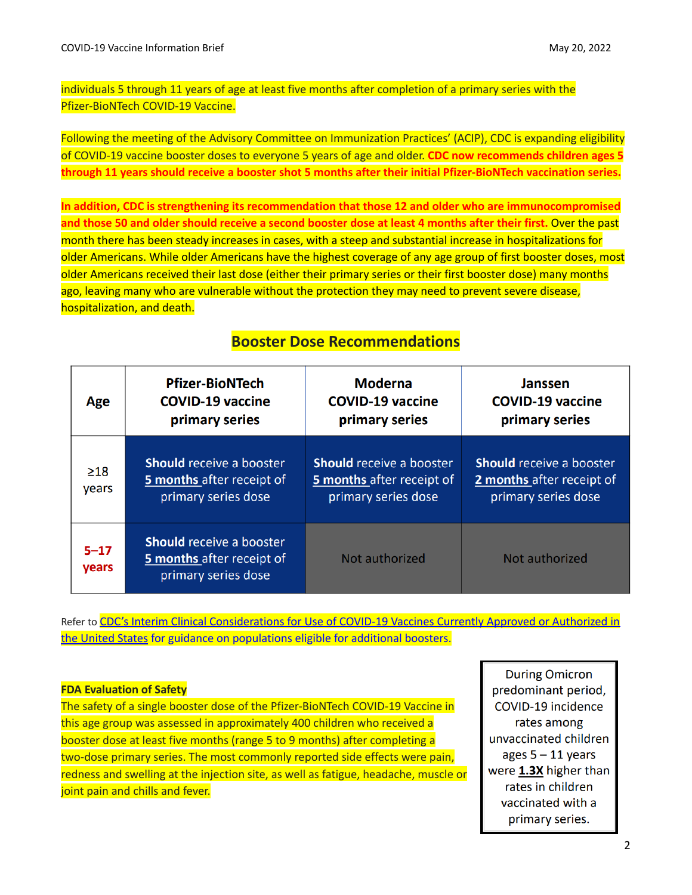individuals 5 through 11 years of age at least five months after completion of a primary series with the Pfizer-BioNTech COVID-19 Vaccine.

Following the meeting of the Advisory Committee on Immunization Practices' (ACIP), CDC is expanding eligibility of COVID-19 vaccine booster doses to everyone 5 years of age and older. **CDC now recommends children ages 5 through 11 years should receive a booster shot 5 months after their initial Pfizer-BioNTech vaccination series.**

**In addition, CDC is strengthening its recommendation that those 12 and older who are immunocompromised and those 50 and older should receive a second booster dose at least 4 months after their first.** Over the past month there has been steady increases in cases, with a steep and substantial increase in hospitalizations for older Americans. While older Americans have the highest coverage of any age group of first booster doses, most older Americans received their last dose (either their primary series or their first booster dose) many months ago, leaving many who are vulnerable without the protection they may need to prevent severe disease, hospitalization, and death.

## Booster Dose Recommendations

| Age | Pfizer-BioNTech COVID-19 vaccine primary series | Moderna COVID-19 vaccine primary series | Janssen COVID-19 vaccine primary series |
|---|---|---|---|
| ≥18 years | **Should** receive a booster **5 months** after receipt of primary series dose | **Should** receive a booster **5 months** after receipt of primary series dose | **Should** receive a booster **2 months** after receipt of primary series dose |
| **5–17 years** | **Should** receive a booster **5 months** after receipt of primary series dose | Not authorized | Not authorized |

Refer to CDC's Interim Clinical Considerations for Use of COVID-19 Vaccines Currently Approved or Authorized in the United States for guidance on populations eligible for additional boosters.

**FDA Evaluation of Safety**

The safety of a single booster dose of the Pfizer-BioNTech COVID-19 Vaccine in this age group was assessed in approximately 400 children who received a booster dose at least five months (range 5 to 9 months) after completing a two-dose primary series. The most commonly reported side effects were pain, redness and swelling at the injection site, as well as fatigue, headache, muscle or joint pain and chills and fever.

During Omicron predominant period, COVID-19 incidence rates among unvaccinated children ages 5 – 11 years were **1.3X** higher than rates in children vaccinated with a primary series.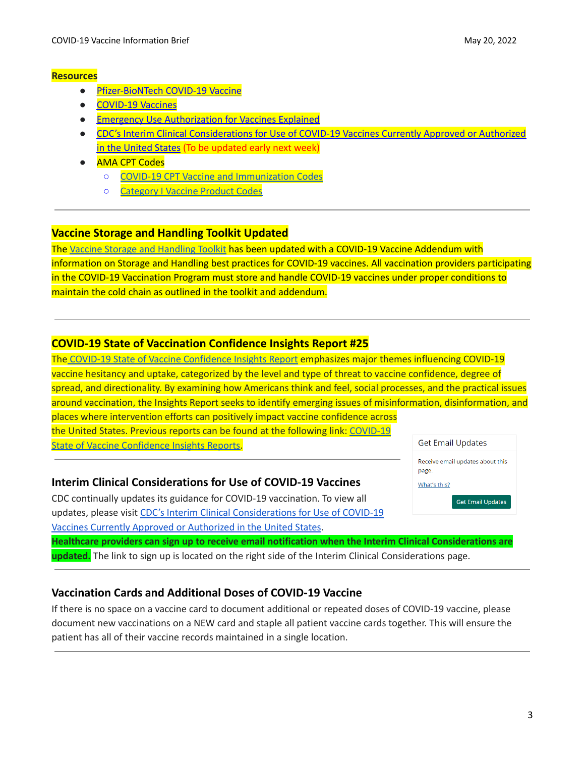**Resources**

- Pfizer-BioNTech COVID-19 Vaccine
- COVID-19 Vaccines
- Emergency Use Authorization for Vaccines Explained
- CDC's Interim Clinical Considerations for Use of COVID-19 Vaccines Currently Approved or Authorized in the United States (To be updated early next week)
- AMA CPT Codes
  - COVID-19 CPT Vaccine and Immunization Codes
  - Category I Vaccine Product Codes

---

## Vaccine Storage and Handling Toolkit Updated

The Vaccine Storage and Handling Toolkit has been updated with a COVID-19 Vaccine Addendum with information on Storage and Handling best practices for COVID-19 vaccines. All vaccination providers participating in the COVID-19 Vaccination Program must store and handle COVID-19 vaccines under proper conditions to maintain the cold chain as outlined in the toolkit and addendum.

---

## COVID-19 State of Vaccination Confidence Insights Report #25

The COVID-19 State of Vaccine Confidence Insights Report emphasizes major themes influencing COVID-19 vaccine hesitancy and uptake, categorized by the level and type of threat to vaccine confidence, degree of spread, and directionality. By examining how Americans think and feel, social processes, and the practical issues around vaccination, the Insights Report seeks to identify emerging issues of misinformation, disinformation, and places where intervention efforts can positively impact vaccine confidence across the United States. Previous reports can be found at the following link: COVID-19 State of Vaccine Confidence Insights Reports.

---

## Interim Clinical Considerations for Use of COVID-19 Vaccines

CDC continually updates its guidance for COVID-19 vaccination. To view all updates, please visit CDC's Interim Clinical Considerations for Use of COVID-19 Vaccines Currently Approved or Authorized in the United States.

Get Email Updates

Receive email updates about this page.

What's this?

Get Email Updates

**Healthcare providers can sign up to receive email notification when the Interim Clinical Considerations are updated.** The link to sign up is located on the right side of the Interim Clinical Considerations page.

---

## Vaccination Cards and Additional Doses of COVID-19 Vaccine

If there is no space on a vaccine card to document additional or repeated doses of COVID-19 vaccine, please document new vaccinations on a NEW card and staple all patient vaccine cards together. This will ensure the patient has all of their vaccine records maintained in a single location.

---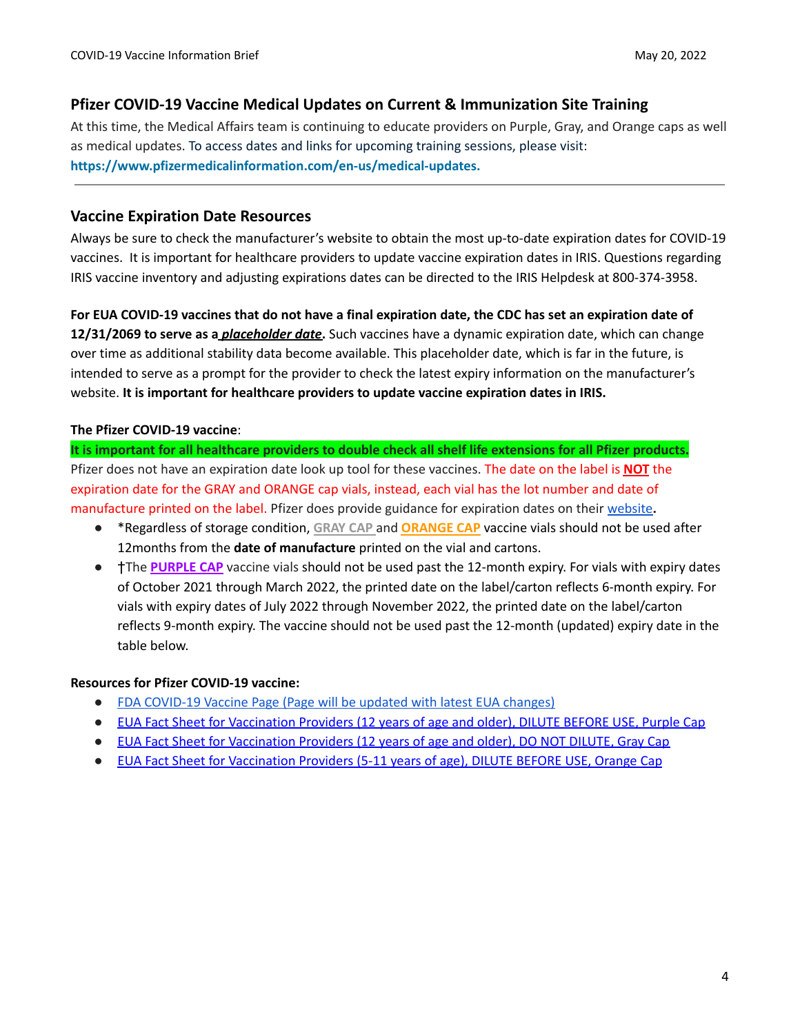## Pfizer COVID-19 Vaccine Medical Updates on Current & Immunization Site Training

At this time, the Medical Affairs team is continuing to educate providers on Purple, Gray, and Orange caps as well as medical updates. To access dates and links for upcoming training sessions, please visit: **https://www.pfizermedicalinformation.com/en-us/medical-updates.**

---

## Vaccine Expiration Date Resources

Always be sure to check the manufacturer's website to obtain the most up-to-date expiration dates for COVID-19 vaccines. It is important for healthcare providers to update vaccine expiration dates in IRIS. Questions regarding IRIS vaccine inventory and adjusting expirations dates can be directed to the IRIS Helpdesk at 800-374-3958.

**For EUA COVID-19 vaccines that do not have a final expiration date, the CDC has set an expiration date of 12/31/2069 to serve as a *placeholder date*.** Such vaccines have a dynamic expiration date, which can change over time as additional stability data become available. This placeholder date, which is far in the future, is intended to serve as a prompt for the provider to check the latest expiry information on the manufacturer's website. **It is important for healthcare providers to update vaccine expiration dates in IRIS.**

**The Pfizer COVID-19 vaccine**:

**It is important for all healthcare providers to double check all shelf life extensions for all Pfizer products.**

Pfizer does not have an expiration date look up tool for these vaccines. The date on the label is **NOT** the expiration date for the GRAY and ORANGE cap vials, instead, each vial has the lot number and date of manufacture printed on the label. Pfizer does provide guidance for expiration dates on their website**.**

- *Regardless of storage condition, **GRAY CAP** and **ORANGE CAP** vaccine vials should not be used after 12months from the **date of manufacture** printed on the vial and cartons.
- †The **PURPLE CAP** vaccine vials should not be used past the 12-month expiry. For vials with expiry dates of October 2021 through March 2022, the printed date on the label/carton reflects 6-month expiry. For vials with expiry dates of July 2022 through November 2022, the printed date on the label/carton reflects 9-month expiry. The vaccine should not be used past the 12-month (updated) expiry date in the table below.

**Resources for Pfizer COVID-19 vaccine:**

- FDA COVID-19 Vaccine Page (Page will be updated with latest EUA changes)
- EUA Fact Sheet for Vaccination Providers (12 years of age and older), DILUTE BEFORE USE, Purple Cap
- EUA Fact Sheet for Vaccination Providers (12 years of age and older), DO NOT DILUTE, Gray Cap
- EUA Fact Sheet for Vaccination Providers (5-11 years of age), DILUTE BEFORE USE, Orange Cap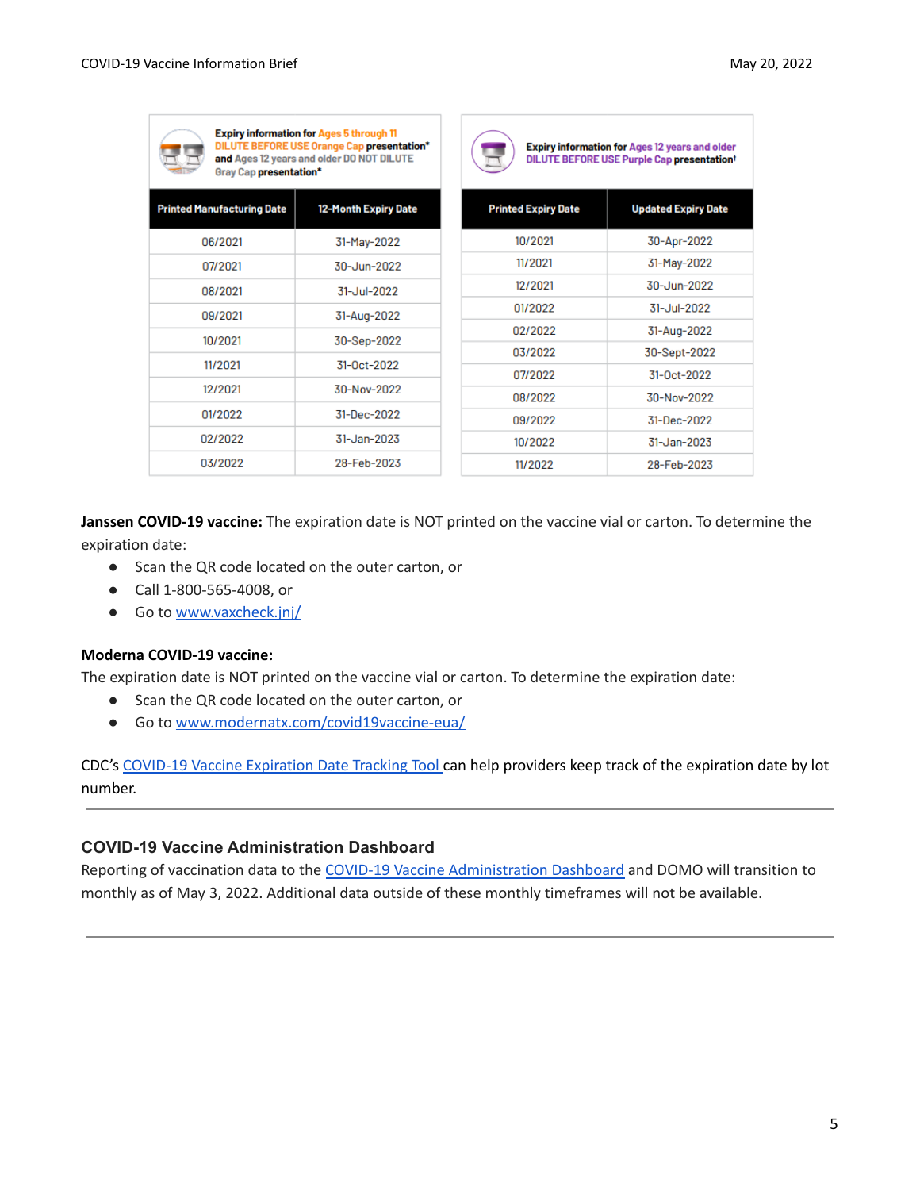| Expiry information for Ages 5 through 11 DILUTE BEFORE USE Orange Cap presentation* and Ages 12 years and older DO NOT DILUTE Gray Cap presentation* | |
|---|---|
| **Printed Manufacturing Date** | **12-Month Expiry Date** |
| 06/2021 | 31-May-2022 |
| 07/2021 | 30-Jun-2022 |
| 08/2021 | 31-Jul-2022 |
| 09/2021 | 31-Aug-2022 |
| 10/2021 | 30-Sep-2022 |
| 11/2021 | 31-Oct-2022 |
| 12/2021 | 30-Nov-2022 |
| 01/2022 | 31-Dec-2022 |
| 02/2022 | 31-Jan-2023 |
| 03/2022 | 28-Feb-2023 |

| Expiry information for Ages 12 years and older DILUTE BEFORE USE Purple Cap presentation† | |
|---|---|
| **Printed Expiry Date** | **Updated Expiry Date** |
| 10/2021 | 30-Apr-2022 |
| 11/2021 | 31-May-2022 |
| 12/2021 | 30-Jun-2022 |
| 01/2022 | 31-Jul-2022 |
| 02/2022 | 31-Aug-2022 |
| 03/2022 | 30-Sept-2022 |
| 07/2022 | 31-Oct-2022 |
| 08/2022 | 30-Nov-2022 |
| 09/2022 | 31-Dec-2022 |
| 10/2022 | 31-Jan-2023 |
| 11/2022 | 28-Feb-2023 |

**Janssen COVID-19 vaccine:** The expiration date is NOT printed on the vaccine vial or carton. To determine the expiration date:

- Scan the QR code located on the outer carton, or
- Call 1-800-565-4008, or
- Go to [www.vaxcheck.jnj/](www.vaxcheck.jnj/)

**Moderna COVID-19 vaccine:**

The expiration date is NOT printed on the vaccine vial or carton. To determine the expiration date:

- Scan the QR code located on the outer carton, or
- Go to [www.modernatx.com/covid19vaccine-eua/](www.modernatx.com/covid19vaccine-eua/)

CDC's COVID-19 Vaccine Expiration Date Tracking Tool can help providers keep track of the expiration date by lot number.

---

## COVID-19 Vaccine Administration Dashboard

Reporting of vaccination data to the COVID-19 Vaccine Administration Dashboard and DOMO will transition to monthly as of May 3, 2022. Additional data outside of these monthly timeframes will not be available.

---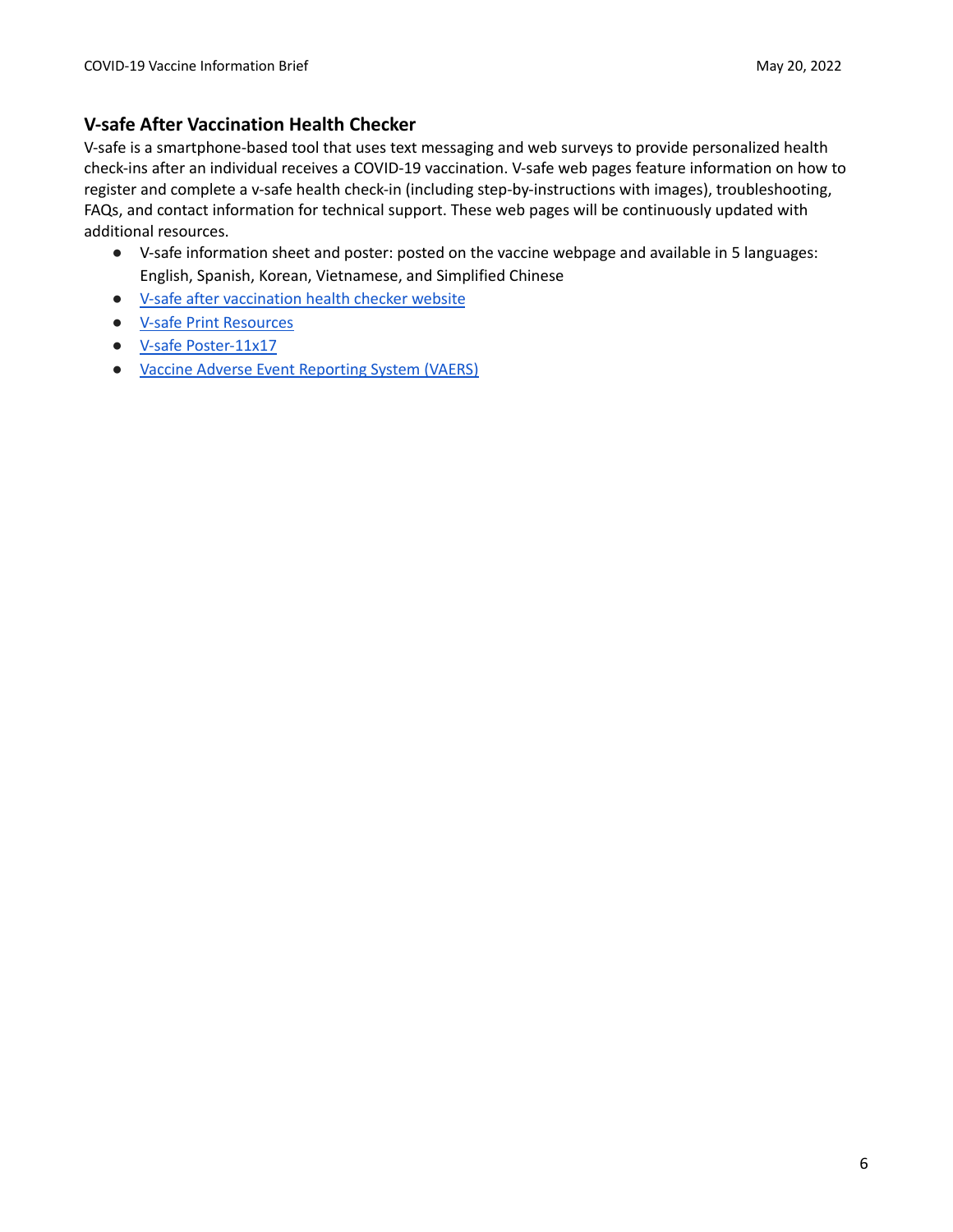## V-safe After Vaccination Health Checker

V-safe is a smartphone-based tool that uses text messaging and web surveys to provide personalized health check-ins after an individual receives a COVID-19 vaccination. V-safe web pages feature information on how to register and complete a v-safe health check-in (including step-by-instructions with images), troubleshooting, FAQs, and contact information for technical support. These web pages will be continuously updated with additional resources.

- V-safe information sheet and poster: posted on the vaccine webpage and available in 5 languages: English, Spanish, Korean, Vietnamese, and Simplified Chinese
- V-safe after vaccination health checker website
- V-safe Print Resources
- V-safe Poster-11x17
- Vaccine Adverse Event Reporting System (VAERS)